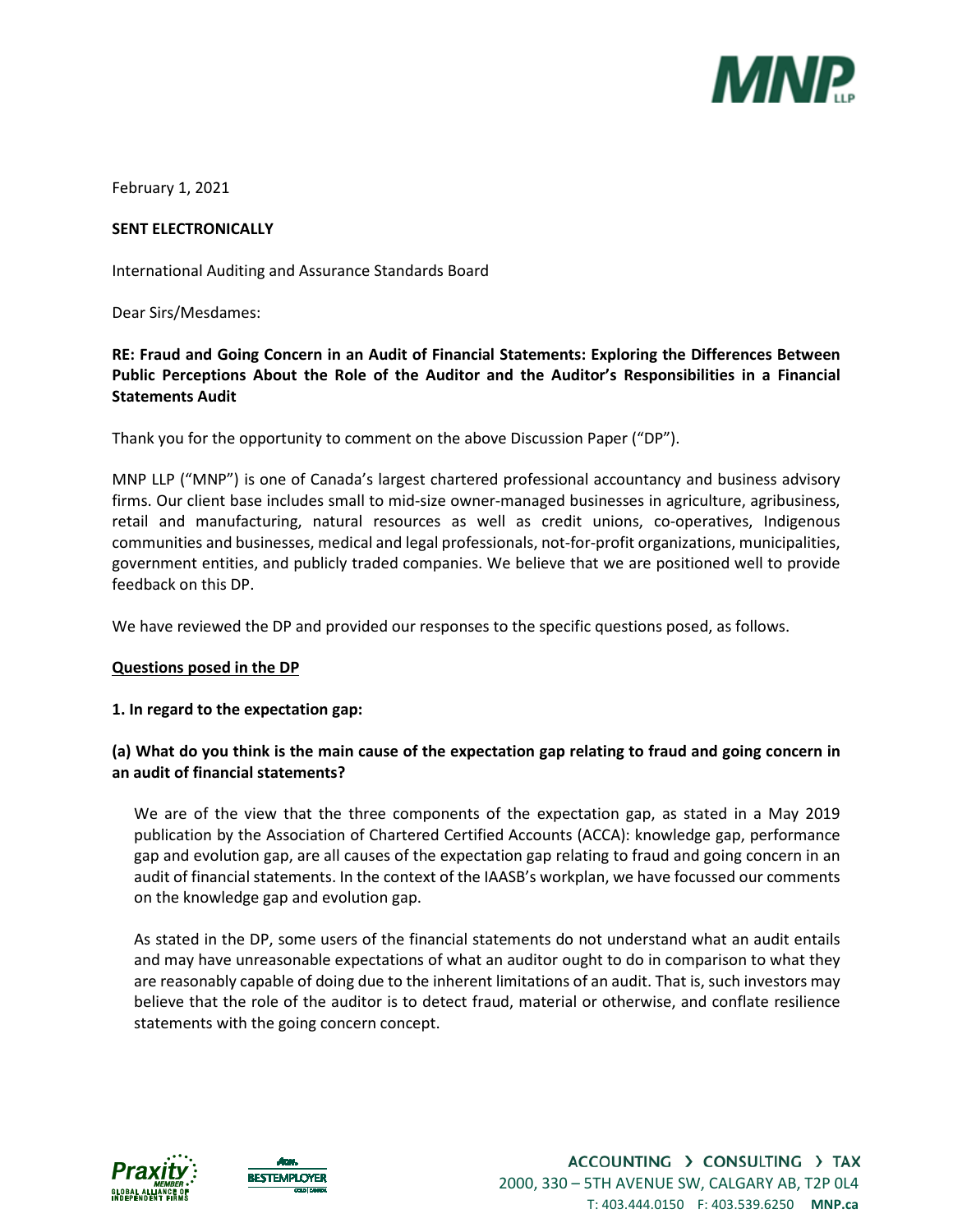February 1, 2021

**SENT ELECTRONICALLY**

International Auditing and Assurance Standards Board

Dear Sirs/Mesdames:

**RE: Fraud and Going Concern in an Audit of Financial Statements: Exploring the Differences Between Public Perceptions About the Role of the Auditor and the Auditor's Responsibilities in a Financial Statements Audit**

Thank you for the opportunity to comment on the above Discussion Paper ("DP").

MNP LLP ("MNP") is one of Canada's largest chartered professional accountancy and business advisory firms. Our client base includes small to mid-size owner-managed businesses in agriculture, agribusiness, retail and manufacturing, natural resources as well as credit unions, co-operatives, Indigenous communities and businesses, medical and legal professionals, not-for-profit organizations, municipalities, government entities, and publicly traded companies. We believe that we are positioned well to provide feedback on this DP.

We have reviewed the DP and provided our responses to the specific questions posed, as follows.

**Questions posed in the DP**

**1. In regard to the expectation gap:**

**(a) What do you think is the main cause of the expectation gap relating to fraud and going concern in an audit of financial statements?**

We are of the view that the three components of the expectation gap, as stated in a May 2019 publication by the Association of Chartered Certified Accounts (ACCA): knowledge gap, performance gap and evolution gap, are all causes of the expectation gap relating to fraud and going concern in an audit of financial statements. In the context of the IAASB's workplan, we have focussed our comments on the knowledge gap and evolution gap.

As stated in the DP, some users of the financial statements do not understand what an audit entails and may have unreasonable expectations of what an auditor ought to do in comparison to what they are reasonably capable of doing due to the inherent limitations of an audit. That is, such investors may believe that the role of the auditor is to detect fraud, material or otherwise, and conflate resilience statements with the going concern concept.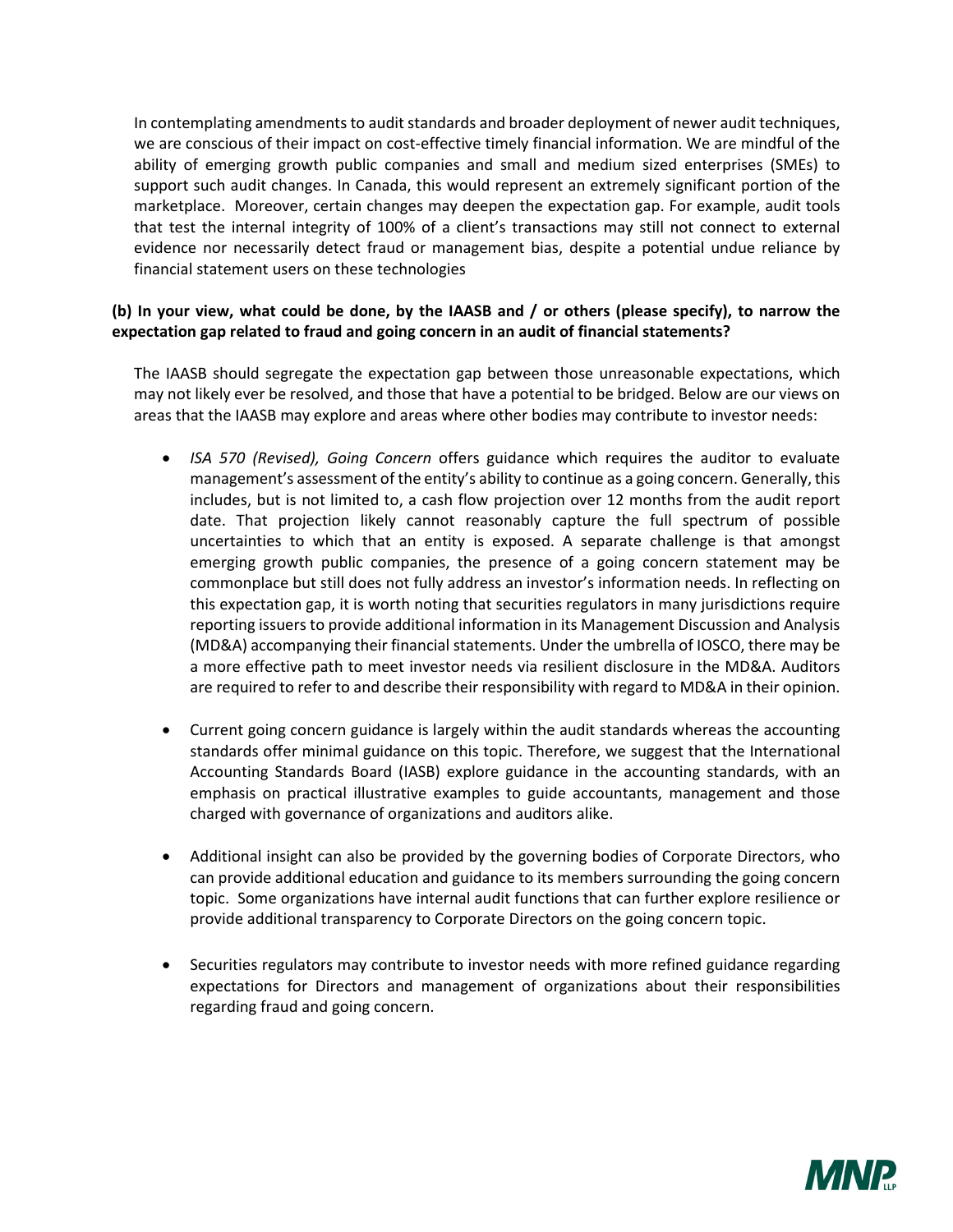In contemplating amendments to audit standards and broader deployment of newer audit techniques, we are conscious of their impact on cost-effective timely financial information. We are mindful of the ability of emerging growth public companies and small and medium sized enterprises (SMEs) to support such audit changes. In Canada, this would represent an extremely significant portion of the marketplace. Moreover, certain changes may deepen the expectation gap. For example, audit tools that test the internal integrity of 100% of a client's transactions may still not connect to external evidence nor necessarily detect fraud or management bias, despite a potential undue reliance by financial statement users on these technologies

**(b) In your view, what could be done, by the IAASB and / or others (please specify), to narrow the expectation gap related to fraud and going concern in an audit of financial statements?**

The IAASB should segregate the expectation gap between those unreasonable expectations, which may not likely ever be resolved, and those that have a potential to be bridged. Below are our views on areas that the IAASB may explore and areas where other bodies may contribute to investor needs:

- *ISA 570 (Revised), Going Concern* offers guidance which requires the auditor to evaluate management's assessment of the entity's ability to continue as a going concern. Generally, this includes, but is not limited to, a cash flow projection over 12 months from the audit report date. That projection likely cannot reasonably capture the full spectrum of possible uncertainties to which that an entity is exposed. A separate challenge is that amongst emerging growth public companies, the presence of a going concern statement may be commonplace but still does not fully address an investor's information needs. In reflecting on this expectation gap, it is worth noting that securities regulators in many jurisdictions require reporting issuers to provide additional information in its Management Discussion and Analysis (MD&A) accompanying their financial statements. Under the umbrella of IOSCO, there may be a more effective path to meet investor needs via resilient disclosure in the MD&A. Auditors are required to refer to and describe their responsibility with regard to MD&A in their opinion.

- Current going concern guidance is largely within the audit standards whereas the accounting standards offer minimal guidance on this topic. Therefore, we suggest that the International Accounting Standards Board (IASB) explore guidance in the accounting standards, with an emphasis on practical illustrative examples to guide accountants, management and those charged with governance of organizations and auditors alike.

- Additional insight can also be provided by the governing bodies of Corporate Directors, who can provide additional education and guidance to its members surrounding the going concern topic. Some organizations have internal audit functions that can further explore resilience or provide additional transparency to Corporate Directors on the going concern topic.

- Securities regulators may contribute to investor needs with more refined guidance regarding expectations for Directors and management of organizations about their responsibilities regarding fraud and going concern.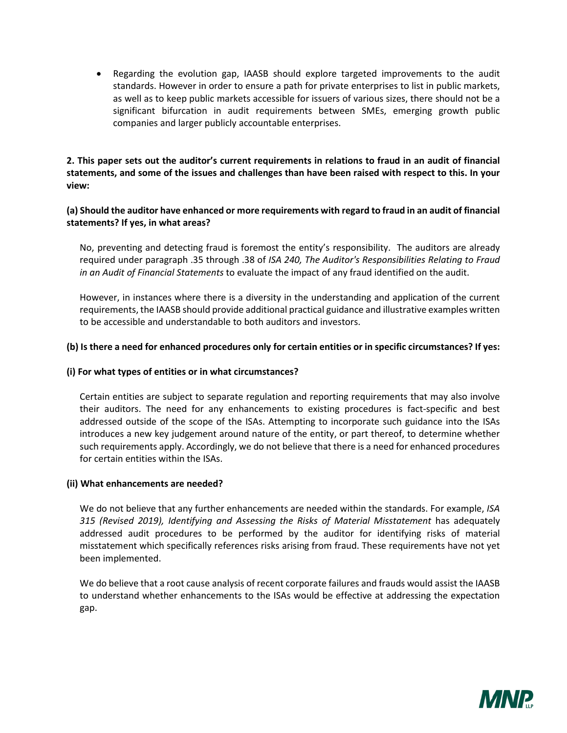- Regarding the evolution gap, IAASB should explore targeted improvements to the audit standards. However in order to ensure a path for private enterprises to list in public markets, as well as to keep public markets accessible for issuers of various sizes, there should not be a significant bifurcation in audit requirements between SMEs, emerging growth public companies and larger publicly accountable enterprises.

**2. This paper sets out the auditor's current requirements in relations to fraud in an audit of financial statements, and some of the issues and challenges than have been raised with respect to this. In your view:**

**(a) Should the auditor have enhanced or more requirements with regard to fraud in an audit of financial statements? If yes, in what areas?**

No, preventing and detecting fraud is foremost the entity's responsibility. The auditors are already required under paragraph .35 through .38 of *ISA 240, The Auditor's Responsibilities Relating to Fraud in an Audit of Financial Statements* to evaluate the impact of any fraud identified on the audit.

However, in instances where there is a diversity in the understanding and application of the current requirements, the IAASB should provide additional practical guidance and illustrative examples written to be accessible and understandable to both auditors and investors.

**(b) Is there a need for enhanced procedures only for certain entities or in specific circumstances? If yes:**

**(i) For what types of entities or in what circumstances?**

Certain entities are subject to separate regulation and reporting requirements that may also involve their auditors. The need for any enhancements to existing procedures is fact-specific and best addressed outside of the scope of the ISAs. Attempting to incorporate such guidance into the ISAs introduces a new key judgement around nature of the entity, or part thereof, to determine whether such requirements apply. Accordingly, we do not believe that there is a need for enhanced procedures for certain entities within the ISAs.

**(ii) What enhancements are needed?**

We do not believe that any further enhancements are needed within the standards. For example, *ISA 315 (Revised 2019), Identifying and Assessing the Risks of Material Misstatement* has adequately addressed audit procedures to be performed by the auditor for identifying risks of material misstatement which specifically references risks arising from fraud. These requirements have not yet been implemented.

We do believe that a root cause analysis of recent corporate failures and frauds would assist the IAASB to understand whether enhancements to the ISAs would be effective at addressing the expectation gap.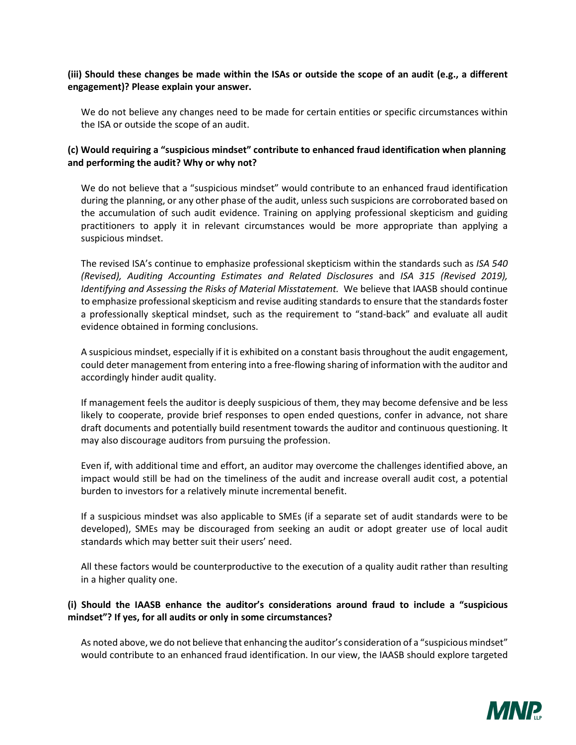**(iii) Should these changes be made within the ISAs or outside the scope of an audit (e.g., a different engagement)? Please explain your answer.**

We do not believe any changes need to be made for certain entities or specific circumstances within the ISA or outside the scope of an audit.

**(c) Would requiring a "suspicious mindset" contribute to enhanced fraud identification when planning and performing the audit? Why or why not?**

We do not believe that a "suspicious mindset" would contribute to an enhanced fraud identification during the planning, or any other phase of the audit, unless such suspicions are corroborated based on the accumulation of such audit evidence. Training on applying professional skepticism and guiding practitioners to apply it in relevant circumstances would be more appropriate than applying a suspicious mindset.

The revised ISA's continue to emphasize professional skepticism within the standards such as *ISA 540 (Revised), Auditing Accounting Estimates and Related Disclosures* and *ISA 315 (Revised 2019), Identifying and Assessing the Risks of Material Misstatement.* We believe that IAASB should continue to emphasize professional skepticism and revise auditing standards to ensure that the standards foster a professionally skeptical mindset, such as the requirement to "stand-back" and evaluate all audit evidence obtained in forming conclusions.

A suspicious mindset, especially if it is exhibited on a constant basis throughout the audit engagement, could deter management from entering into a free-flowing sharing of information with the auditor and accordingly hinder audit quality.

If management feels the auditor is deeply suspicious of them, they may become defensive and be less likely to cooperate, provide brief responses to open ended questions, confer in advance, not share draft documents and potentially build resentment towards the auditor and continuous questioning. It may also discourage auditors from pursuing the profession.

Even if, with additional time and effort, an auditor may overcome the challenges identified above, an impact would still be had on the timeliness of the audit and increase overall audit cost, a potential burden to investors for a relatively minute incremental benefit.

If a suspicious mindset was also applicable to SMEs (if a separate set of audit standards were to be developed), SMEs may be discouraged from seeking an audit or adopt greater use of local audit standards which may better suit their users' need.

All these factors would be counterproductive to the execution of a quality audit rather than resulting in a higher quality one.

**(i) Should the IAASB enhance the auditor's considerations around fraud to include a "suspicious mindset"? If yes, for all audits or only in some circumstances?**

As noted above, we do not believe that enhancing the auditor's consideration of a "suspicious mindset" would contribute to an enhanced fraud identification. In our view, the IAASB should explore targeted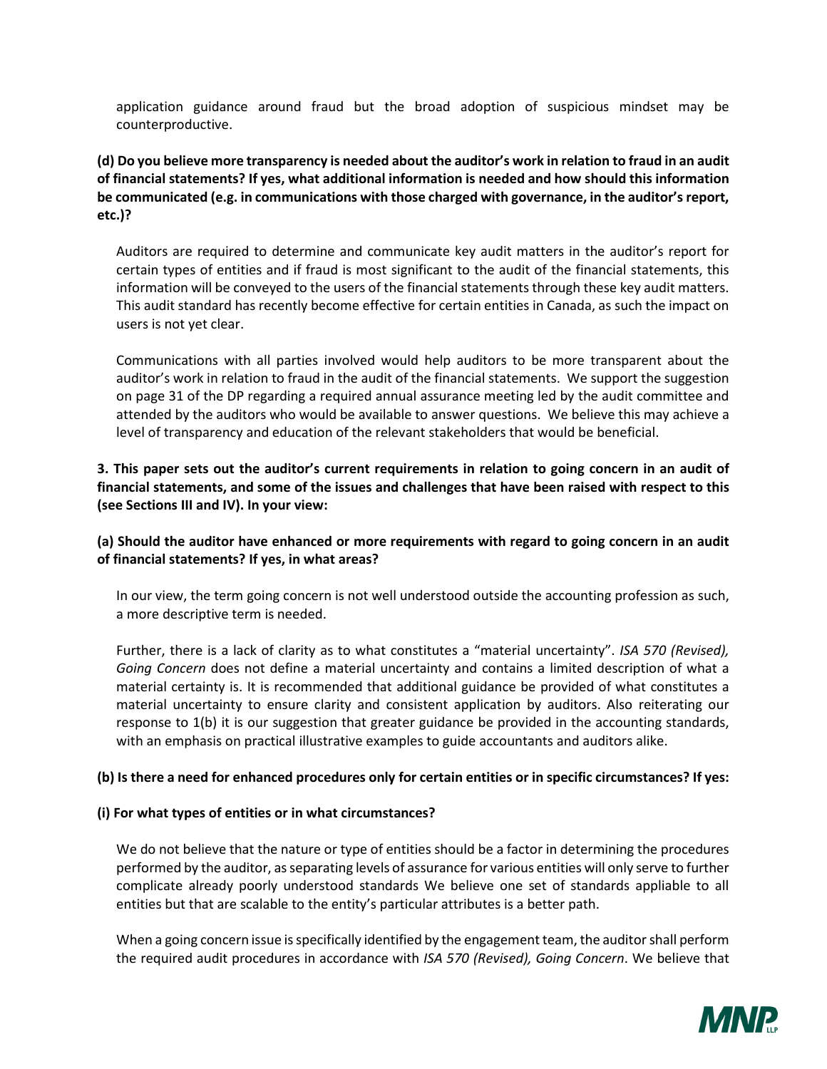application guidance around fraud but the broad adoption of suspicious mindset may be counterproductive.

**(d) Do you believe more transparency is needed about the auditor's work in relation to fraud in an audit of financial statements? If yes, what additional information is needed and how should this information be communicated (e.g. in communications with those charged with governance, in the auditor's report, etc.)?**

Auditors are required to determine and communicate key audit matters in the auditor's report for certain types of entities and if fraud is most significant to the audit of the financial statements, this information will be conveyed to the users of the financial statements through these key audit matters. This audit standard has recently become effective for certain entities in Canada, as such the impact on users is not yet clear.

Communications with all parties involved would help auditors to be more transparent about the auditor's work in relation to fraud in the audit of the financial statements. We support the suggestion on page 31 of the DP regarding a required annual assurance meeting led by the audit committee and attended by the auditors who would be available to answer questions. We believe this may achieve a level of transparency and education of the relevant stakeholders that would be beneficial.

**3. This paper sets out the auditor's current requirements in relation to going concern in an audit of financial statements, and some of the issues and challenges that have been raised with respect to this (see Sections III and IV). In your view:**

**(a) Should the auditor have enhanced or more requirements with regard to going concern in an audit of financial statements? If yes, in what areas?**

In our view, the term going concern is not well understood outside the accounting profession as such, a more descriptive term is needed.

Further, there is a lack of clarity as to what constitutes a "material uncertainty". *ISA 570 (Revised), Going Concern* does not define a material uncertainty and contains a limited description of what a material certainty is. It is recommended that additional guidance be provided of what constitutes a material uncertainty to ensure clarity and consistent application by auditors. Also reiterating our response to 1(b) it is our suggestion that greater guidance be provided in the accounting standards, with an emphasis on practical illustrative examples to guide accountants and auditors alike.

**(b) Is there a need for enhanced procedures only for certain entities or in specific circumstances? If yes:**

**(i) For what types of entities or in what circumstances?**

We do not believe that the nature or type of entities should be a factor in determining the procedures performed by the auditor, as separating levels of assurance for various entities will only serve to further complicate already poorly understood standards We believe one set of standards appliable to all entities but that are scalable to the entity's particular attributes is a better path.

When a going concern issue is specifically identified by the engagement team, the auditor shall perform the required audit procedures in accordance with *ISA 570 (Revised), Going Concern*. We believe that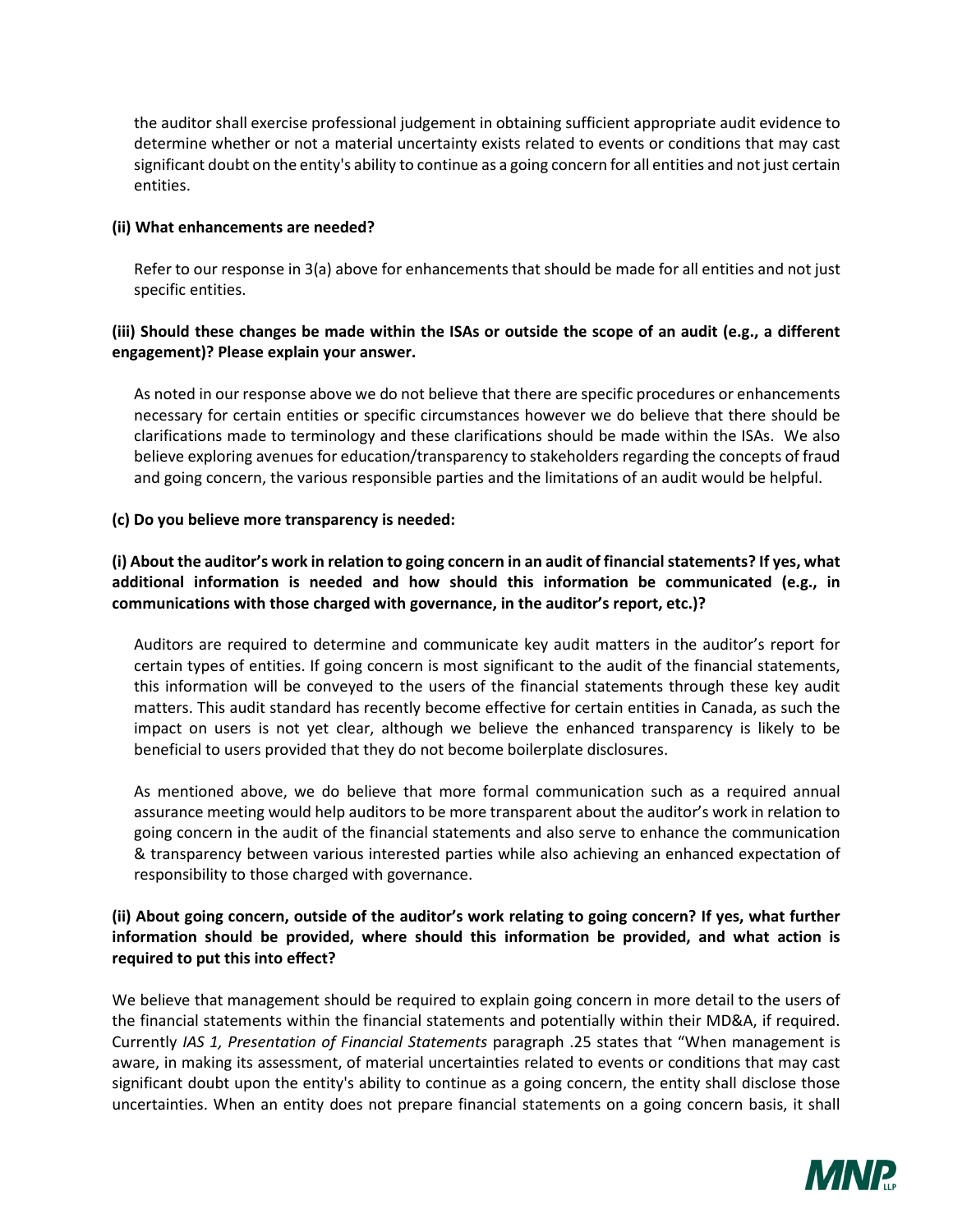the auditor shall exercise professional judgement in obtaining sufficient appropriate audit evidence to determine whether or not a material uncertainty exists related to events or conditions that may cast significant doubt on the entity's ability to continue as a going concern for all entities and not just certain entities.

**(ii) What enhancements are needed?**

Refer to our response in 3(a) above for enhancements that should be made for all entities and not just specific entities.

**(iii) Should these changes be made within the ISAs or outside the scope of an audit (e.g., a different engagement)? Please explain your answer.**

As noted in our response above we do not believe that there are specific procedures or enhancements necessary for certain entities or specific circumstances however we do believe that there should be clarifications made to terminology and these clarifications should be made within the ISAs. We also believe exploring avenues for education/transparency to stakeholders regarding the concepts of fraud and going concern, the various responsible parties and the limitations of an audit would be helpful.

**(c) Do you believe more transparency is needed:**

**(i) About the auditor's work in relation to going concern in an audit of financial statements? If yes, what additional information is needed and how should this information be communicated (e.g., in communications with those charged with governance, in the auditor's report, etc.)?**

Auditors are required to determine and communicate key audit matters in the auditor's report for certain types of entities. If going concern is most significant to the audit of the financial statements, this information will be conveyed to the users of the financial statements through these key audit matters. This audit standard has recently become effective for certain entities in Canada, as such the impact on users is not yet clear, although we believe the enhanced transparency is likely to be beneficial to users provided that they do not become boilerplate disclosures.

As mentioned above, we do believe that more formal communication such as a required annual assurance meeting would help auditors to be more transparent about the auditor's work in relation to going concern in the audit of the financial statements and also serve to enhance the communication & transparency between various interested parties while also achieving an enhanced expectation of responsibility to those charged with governance.

**(ii) About going concern, outside of the auditor's work relating to going concern? If yes, what further information should be provided, where should this information be provided, and what action is required to put this into effect?**

We believe that management should be required to explain going concern in more detail to the users of the financial statements within the financial statements and potentially within their MD&A, if required. Currently *IAS 1, Presentation of Financial Statements* paragraph .25 states that "When management is aware, in making its assessment, of material uncertainties related to events or conditions that may cast significant doubt upon the entity's ability to continue as a going concern, the entity shall disclose those uncertainties. When an entity does not prepare financial statements on a going concern basis, it shall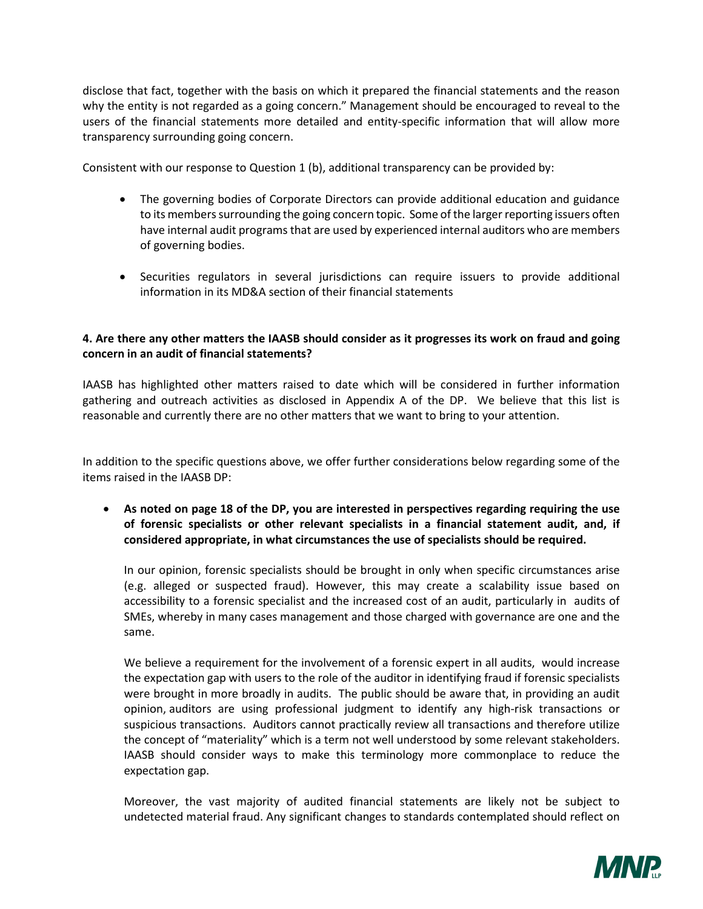disclose that fact, together with the basis on which it prepared the financial statements and the reason why the entity is not regarded as a going concern." Management should be encouraged to reveal to the users of the financial statements more detailed and entity-specific information that will allow more transparency surrounding going concern.

Consistent with our response to Question 1 (b), additional transparency can be provided by:

- The governing bodies of Corporate Directors can provide additional education and guidance to its members surrounding the going concern topic. Some of the larger reporting issuers often have internal audit programs that are used by experienced internal auditors who are members of governing bodies.
- Securities regulators in several jurisdictions can require issuers to provide additional information in its MD&A section of their financial statements

**4. Are there any other matters the IAASB should consider as it progresses its work on fraud and going concern in an audit of financial statements?**

IAASB has highlighted other matters raised to date which will be considered in further information gathering and outreach activities as disclosed in Appendix A of the DP. We believe that this list is reasonable and currently there are no other matters that we want to bring to your attention.

In addition to the specific questions above, we offer further considerations below regarding some of the items raised in the IAASB DP:

- **As noted on page 18 of the DP, you are interested in perspectives regarding requiring the use of forensic specialists or other relevant specialists in a financial statement audit, and, if considered appropriate, in what circumstances the use of specialists should be required.**

  In our opinion, forensic specialists should be brought in only when specific circumstances arise (e.g. alleged or suspected fraud). However, this may create a scalability issue based on accessibility to a forensic specialist and the increased cost of an audit, particularly in audits of SMEs, whereby in many cases management and those charged with governance are one and the same.

  We believe a requirement for the involvement of a forensic expert in all audits, would increase the expectation gap with users to the role of the auditor in identifying fraud if forensic specialists were brought in more broadly in audits. The public should be aware that, in providing an audit opinion, auditors are using professional judgment to identify any high-risk transactions or suspicious transactions. Auditors cannot practically review all transactions and therefore utilize the concept of "materiality" which is a term not well understood by some relevant stakeholders. IAASB should consider ways to make this terminology more commonplace to reduce the expectation gap.

  Moreover, the vast majority of audited financial statements are likely not be subject to undetected material fraud. Any significant changes to standards contemplated should reflect on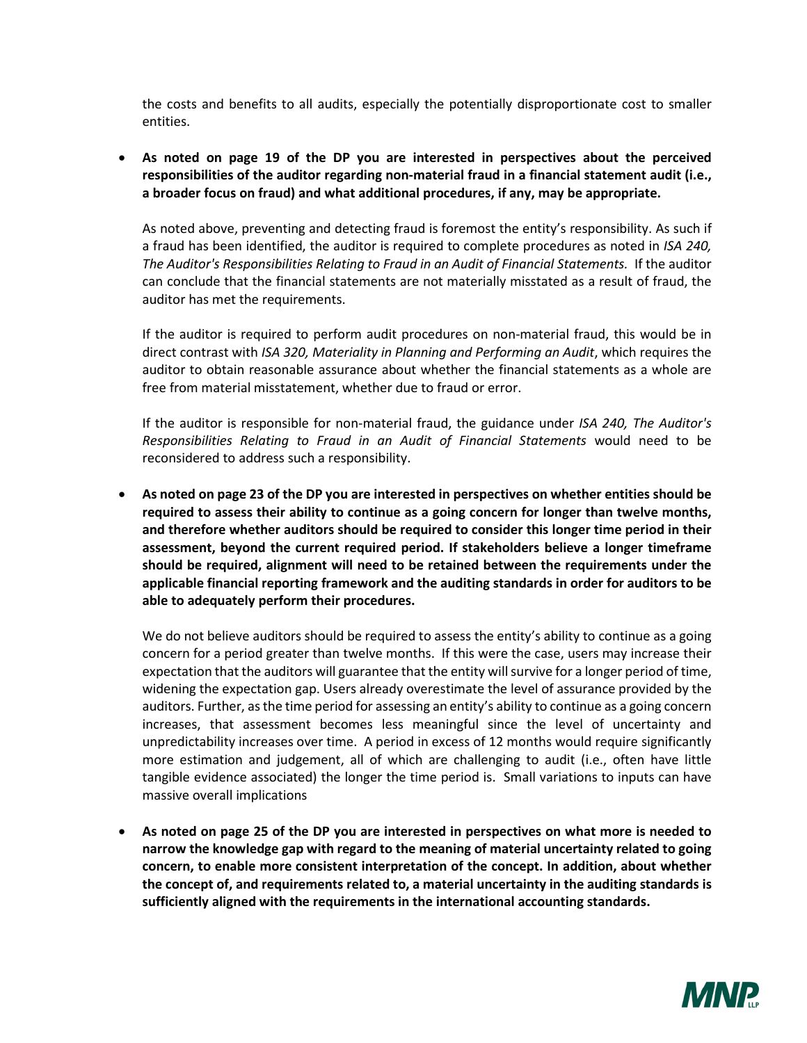the costs and benefits to all audits, especially the potentially disproportionate cost to smaller entities.

- **As noted on page 19 of the DP you are interested in perspectives about the perceived responsibilities of the auditor regarding non-material fraud in a financial statement audit (i.e., a broader focus on fraud) and what additional procedures, if any, may be appropriate.**

  As noted above, preventing and detecting fraud is foremost the entity's responsibility. As such if a fraud has been identified, the auditor is required to complete procedures as noted in *ISA 240, The Auditor's Responsibilities Relating to Fraud in an Audit of Financial Statements.* If the auditor can conclude that the financial statements are not materially misstated as a result of fraud, the auditor has met the requirements.

  If the auditor is required to perform audit procedures on non-material fraud, this would be in direct contrast with *ISA 320, Materiality in Planning and Performing an Audit*, which requires the auditor to obtain reasonable assurance about whether the financial statements as a whole are free from material misstatement, whether due to fraud or error.

  If the auditor is responsible for non-material fraud, the guidance under *ISA 240, The Auditor's Responsibilities Relating to Fraud in an Audit of Financial Statements* would need to be reconsidered to address such a responsibility.

- **As noted on page 23 of the DP you are interested in perspectives on whether entities should be required to assess their ability to continue as a going concern for longer than twelve months, and therefore whether auditors should be required to consider this longer time period in their assessment, beyond the current required period. If stakeholders believe a longer timeframe should be required, alignment will need to be retained between the requirements under the applicable financial reporting framework and the auditing standards in order for auditors to be able to adequately perform their procedures.**

  We do not believe auditors should be required to assess the entity's ability to continue as a going concern for a period greater than twelve months. If this were the case, users may increase their expectation that the auditors will guarantee that the entity will survive for a longer period of time, widening the expectation gap. Users already overestimate the level of assurance provided by the auditors. Further, as the time period for assessing an entity's ability to continue as a going concern increases, that assessment becomes less meaningful since the level of uncertainty and unpredictability increases over time. A period in excess of 12 months would require significantly more estimation and judgement, all of which are challenging to audit (i.e., often have little tangible evidence associated) the longer the time period is. Small variations to inputs can have massive overall implications

- **As noted on page 25 of the DP you are interested in perspectives on what more is needed to narrow the knowledge gap with regard to the meaning of material uncertainty related to going concern, to enable more consistent interpretation of the concept. In addition, about whether the concept of, and requirements related to, a material uncertainty in the auditing standards is sufficiently aligned with the requirements in the international accounting standards.**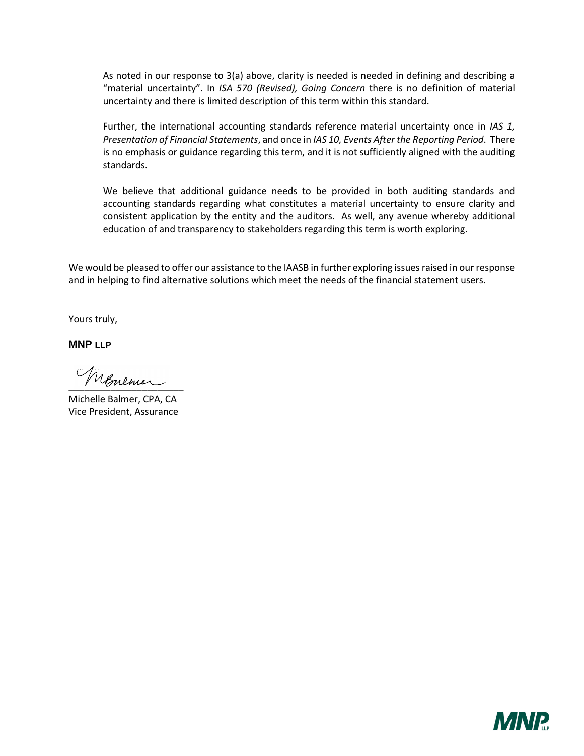As noted in our response to 3(a) above, clarity is needed is needed in defining and describing a "material uncertainty". In *ISA 570 (Revised), Going Concern* there is no definition of material uncertainty and there is limited description of this term within this standard.

Further, the international accounting standards reference material uncertainty once in *IAS 1, Presentation of Financial Statements*, and once in *IAS 10, Events After the Reporting Period*. There is no emphasis or guidance regarding this term, and it is not sufficiently aligned with the auditing standards.

We believe that additional guidance needs to be provided in both auditing standards and accounting standards regarding what constitutes a material uncertainty to ensure clarity and consistent application by the entity and the auditors. As well, any avenue whereby additional education of and transparency to stakeholders regarding this term is worth exploring.

We would be pleased to offer our assistance to the IAASB in further exploring issues raised in our response and in helping to find alternative solutions which meet the needs of the financial statement users.

Yours truly,

**MNP LLP**

Michelle Balmer, CPA, CA
Vice President, Assurance